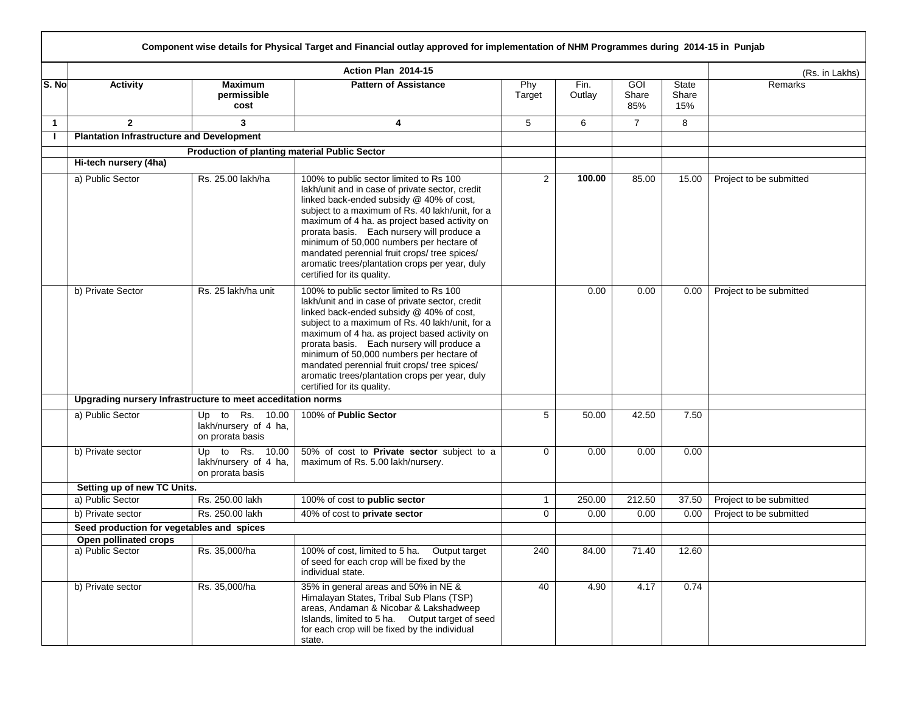**Component wise details for Physical Target and Financial outlay approved for implementation of NHM Programmes during 2014-15 in Punjab**

| S. No | Activity | Maximum permissible cost | Pattern of Assistance | Phy Target | Fin. Outlay | GOI Share 85% | State Share 15% | Remarks |
|---|---|---|---|---|---|---|---|---|
| | **Action Plan 2014-15** | | | | | | | (Rs. in Lakhs) |
| **1** | **2** | **3** | **4** | 5 | 6 | 7 | 8 | |
| **I** | **Plantation Infrastructure and Development** | | | | | | | |
| | | **Production of planting material Public Sector** | | | | | | |
| | **Hi-tech nursery (4ha)** | | | | | | | |
| | a) Public Sector | Rs. 25.00 lakh/ha | 100% to public sector limited to Rs 100 lakh/unit and in case of private sector, credit linked back-ended subsidy @ 40% of cost, subject to a maximum of Rs. 40 lakh/unit, for a maximum of 4 ha. as project based activity on prorata basis. Each nursery will produce a minimum of 50,000 numbers per hectare of mandated perennial fruit crops/ tree spices/ aromatic trees/plantation crops per year, duly certified for its quality. | 2 | **100.00** | 85.00 | 15.00 | Project to be submitted |
| | b) Private Sector | Rs. 25 lakh/ha unit | 100% to public sector limited to Rs 100 lakh/unit and in case of private sector, credit linked back-ended subsidy @ 40% of cost, subject to a maximum of Rs. 40 lakh/unit, for a maximum of 4 ha. as project based activity on prorata basis. Each nursery will produce a minimum of 50,000 numbers per hectare of mandated perennial fruit crops/ tree spices/ aromatic trees/plantation crops per year, duly certified for its quality. | | 0.00 | 0.00 | 0.00 | Project to be submitted |
| | **Upgrading nursery Infrastructure to meet acceditation norms** | | | | | | | |
| | a) Public Sector | Up to Rs. 10.00 lakh/nursery of 4 ha, on prorata basis | 100% of **Public Sector** | 5 | 50.00 | 42.50 | 7.50 | |
| | b) Private sector | Up to Rs. 10.00 lakh/nursery of 4 ha, on prorata basis | 50% of cost to **Private sector** subject to a maximum of Rs. 5.00 lakh/nursery. | 0 | 0.00 | 0.00 | 0.00 | |
| | **Setting up of new TC Units.** | | | | | | | |
| | a) Public Sector | Rs. 250.00 lakh | 100% of cost to **public sector** | 1 | 250.00 | 212.50 | 37.50 | Project to be submitted |
| | b) Private sector | Rs. 250.00 lakh | 40% of cost to **private sector** | 0 | 0.00 | 0.00 | 0.00 | Project to be submitted |
| | **Seed production for vegetables and spices** | | | | | | | |
| | **Open pollinated crops** | | | | | | | |
| | a) Public Sector | Rs. 35,000/ha | 100% of cost, limited to 5 ha. Output target of seed for each crop will be fixed by the individual state. | 240 | 84.00 | 71.40 | 12.60 | |
| | b) Private sector | Rs. 35,000/ha | 35% in general areas and 50% in NE & Himalayan States, Tribal Sub Plans (TSP) areas, Andaman & Nicobar & Lakshadweep Islands, limited to 5 ha. Output target of seed for each crop will be fixed by the individual state. | 40 | 4.90 | 4.17 | 0.74 | |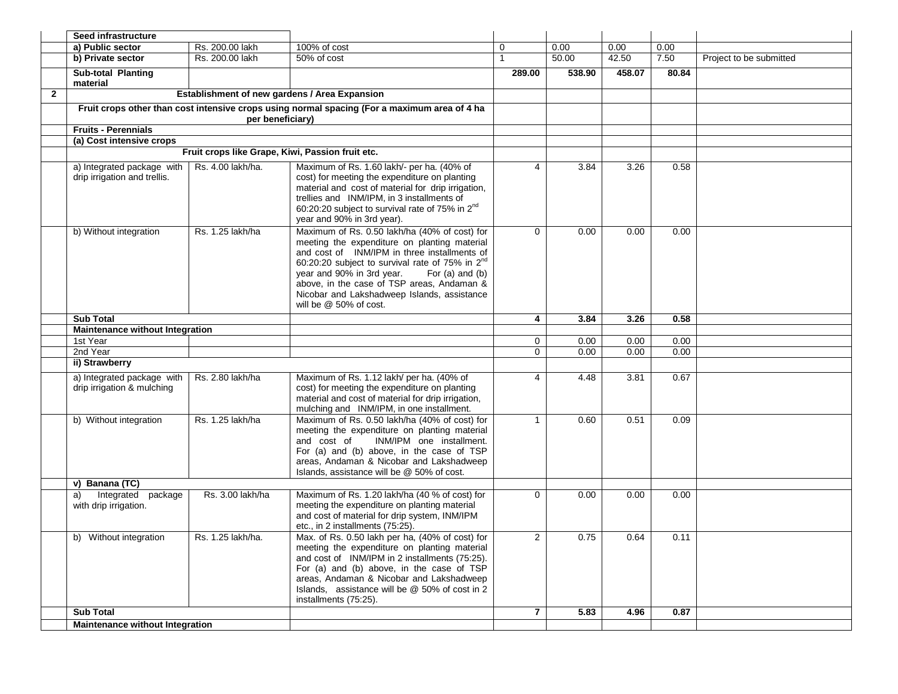| | | | | | | | | |
|---|---|---|---|---|---|---|---|---|
| | **Seed infrastructure** | | | | | | | |
| | **a) Public sector** | Rs. 200.00 lakh | 100% of cost | 0 | 0.00 | 0.00 | 0.00 | |
| | **b) Private sector** | Rs. 200.00 lakh | 50% of cost | 1 | 50.00 | 42.50 | 7.50 | Project to be submitted |
| | **Sub-total Planting material** | | | **289.00** | **538.90** | **458.07** | **80.84** | |
| **2** | **Establishment of new gardens / Area Expansion** | | | | | | | |
| | **Fruit crops other than cost intensive crops using normal spacing (For a maximum area of 4 ha per beneficiary)** | | | | | | | |
| | **Fruits - Perennials** | | | | | | | |
| | **(a) Cost intensive crops** | | | | | | | |
| | **Fruit crops like Grape, Kiwi, Passion fruit etc.** | | | | | | | |
| | a) Integrated package with drip irrigation and trellis. | Rs. 4.00 lakh/ha. | Maximum of Rs. 1.60 lakh/- per ha. (40% of cost) for meeting the expenditure on planting material and cost of material for drip irrigation, trellies and INM/IPM, in 3 installments of 60:20:20 subject to survival rate of 75% in 2nd year and 90% in 3rd year). | 4 | 3.84 | 3.26 | 0.58 | |
| | b) Without integration | Rs. 1.25 lakh/ha | Maximum of Rs. 0.50 lakh/ha (40% of cost) for meeting the expenditure on planting material and cost of INM/IPM in three installments of 60:20:20 subject to survival rate of 75% in 2nd year and 90% in 3rd year. For (a) and (b) above, in the case of TSP areas, Andaman & Nicobar and Lakshadweep Islands, assistance will be @ 50% of cost. | 0 | 0.00 | 0.00 | 0.00 | |
| | **Sub Total** | | | **4** | **3.84** | **3.26** | **0.58** | |
| | **Maintenance without Integration** | | | | | | | |
| | 1st Year | | | 0 | 0.00 | 0.00 | 0.00 | |
| | 2nd Year | | | 0 | 0.00 | 0.00 | 0.00 | |
| | **ii) Strawberry** | | | | | | | |
| | a) Integrated package with drip irrigation & mulching | Rs. 2.80 lakh/ha | Maximum of Rs. 1.12 lakh/ per ha. (40% of cost) for meeting the expenditure on planting material and cost of material for drip irrigation, mulching and INM/IPM, in one installment. | 4 | 4.48 | 3.81 | 0.67 | |
| | b) Without integration | Rs. 1.25 lakh/ha | Maximum of Rs. 0.50 lakh/ha (40% of cost) for meeting the expenditure on planting material and cost of INM/IPM one installment. For (a) and (b) above, in the case of TSP areas, Andaman & Nicobar and Lakshadweep Islands, assistance will be @ 50% of cost. | 1 | 0.60 | 0.51 | 0.09 | |
| | **v) Banana (TC)** | | | | | | | |
| | a) Integrated package with drip irrigation. | Rs. 3.00 lakh/ha | Maximum of Rs. 1.20 lakh/ha (40 % of cost) for meeting the expenditure on planting material and cost of material for drip system, INM/IPM etc., in 2 installments (75:25). | 0 | 0.00 | 0.00 | 0.00 | |
| | b) Without integration | Rs. 1.25 lakh/ha. | Max. of Rs. 0.50 lakh per ha, (40% of cost) for meeting the expenditure on planting material and cost of INM/IPM in 2 installments (75:25). For (a) and (b) above, in the case of TSP areas, Andaman & Nicobar and Lakshadweep Islands, assistance will be @ 50% of cost in 2 installments (75:25). | 2 | 0.75 | 0.64 | 0.11 | |
| | **Sub Total** | | | **7** | **5.83** | **4.96** | **0.87** | |
| | **Maintenance without Integration** | | | | | | | |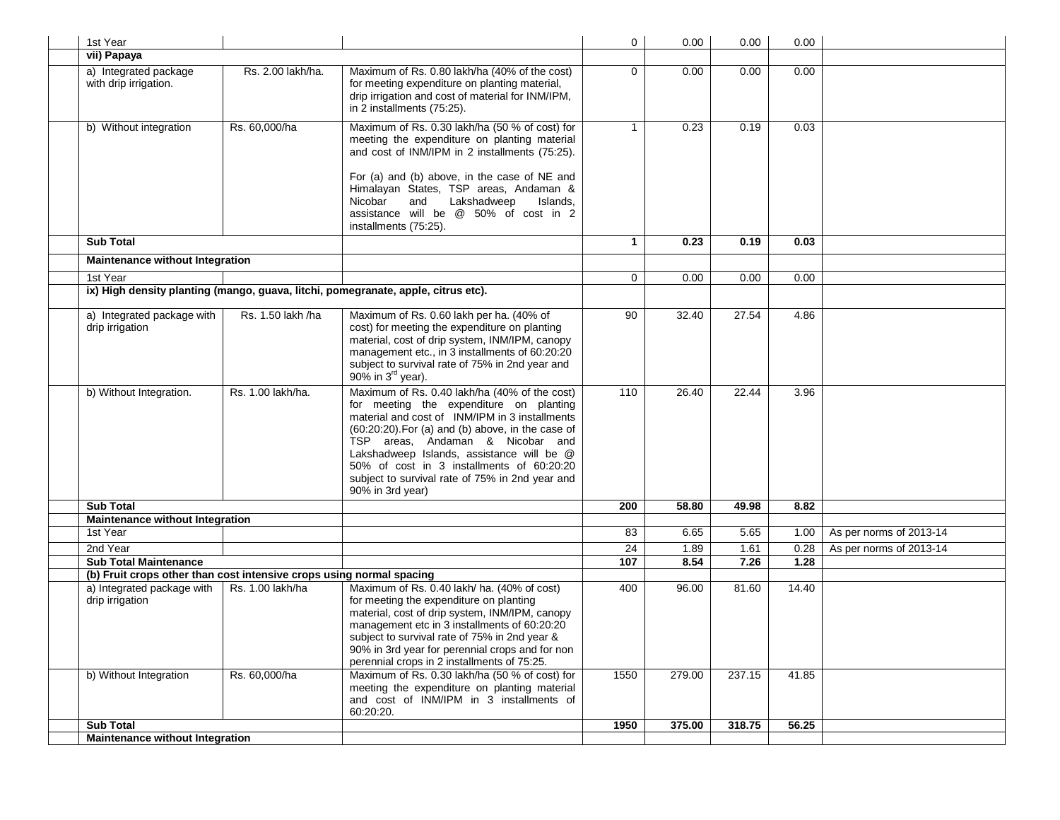| | | | | | | | | |
|---|---|---|---|---|---|---|---|---|
| | 1st Year | | | 0 | 0.00 | 0.00 | 0.00 | |
| | **vii) Papaya** | | | | | | | |
| | a) Integrated package with drip irrigation. | Rs. 2.00 lakh/ha. | Maximum of Rs. 0.80 lakh/ha (40% of the cost) for meeting expenditure on planting material, drip irrigation and cost of material for INM/IPM, in 2 installments (75:25). | 0 | 0.00 | 0.00 | 0.00 | |
| | b) Without integration | Rs. 60,000/ha | Maximum of Rs. 0.30 lakh/ha (50 % of cost) for meeting the expenditure on planting material and cost of INM/IPM in 2 installments (75:25). For (a) and (b) above, in the case of NE and Himalayan States, TSP areas, Andaman & Nicobar and Lakshadweep Islands, assistance will be @ 50% of cost in 2 installments (75:25). | 1 | 0.23 | 0.19 | 0.03 | |
| | **Sub Total** | | | **1** | **0.23** | **0.19** | **0.03** | |
| | **Maintenance without Integration** | | | | | | | |
| | 1st Year | | | 0 | 0.00 | 0.00 | 0.00 | |
| | **ix) High density planting (mango, guava, litchi, pomegranate, apple, citrus etc).** | | | | | | | |
| | a) Integrated package with drip irrigation | Rs. 1.50 lakh /ha | Maximum of Rs. 0.60 lakh per ha. (40% of cost) for meeting the expenditure on planting material, cost of drip system, INM/IPM, canopy management etc., in 3 installments of 60:20:20 subject to survival rate of 75% in 2nd year and 90% in 3rd year). | 90 | 32.40 | 27.54 | 4.86 | |
| | b) Without Integration. | Rs. 1.00 lakh/ha. | Maximum of Rs. 0.40 lakh/ha (40% of the cost) for meeting the expenditure on planting material and cost of INM/IPM in 3 installments (60:20:20).For (a) and (b) above, in the case of TSP areas, Andaman & Nicobar and Lakshadweep Islands, assistance will be @ 50% of cost in 3 installments of 60:20:20 subject to survival rate of 75% in 2nd year and 90% in 3rd year) | 110 | 26.40 | 22.44 | 3.96 | |
| | **Sub Total** | | | **200** | **58.80** | **49.98** | **8.82** | |
| | **Maintenance without Integration** | | | | | | | |
| | 1st Year | | | 83 | 6.65 | 5.65 | 1.00 | As per norms of 2013-14 |
| | 2nd Year | | | 24 | 1.89 | 1.61 | 0.28 | As per norms of 2013-14 |
| | **Sub Total Maintenance** | | | **107** | **8.54** | **7.26** | **1.28** | |
| | **(b) Fruit crops other than cost intensive crops using normal spacing** | | | | | | | |
| | a) Integrated package with drip irrigation | Rs. 1.00 lakh/ha | Maximum of Rs. 0.40 lakh/ ha. (40% of cost) for meeting the expenditure on planting material, cost of drip system, INM/IPM, canopy management etc in 3 installments of 60:20:20 subject to survival rate of 75% in 2nd year & 90% in 3rd year for perennial crops and for non perennial crops in 2 installments of 75:25. | 400 | 96.00 | 81.60 | 14.40 | |
| | b) Without Integration | Rs. 60,000/ha | Maximum of Rs. 0.30 lakh/ha (50 % of cost) for meeting the expenditure on planting material and cost of INM/IPM in 3 installments of 60:20:20. | 1550 | 279.00 | 237.15 | 41.85 | |
| | **Sub Total** | | | **1950** | **375.00** | **318.75** | **56.25** | |
| | **Maintenance without Integration** | | | | | | | |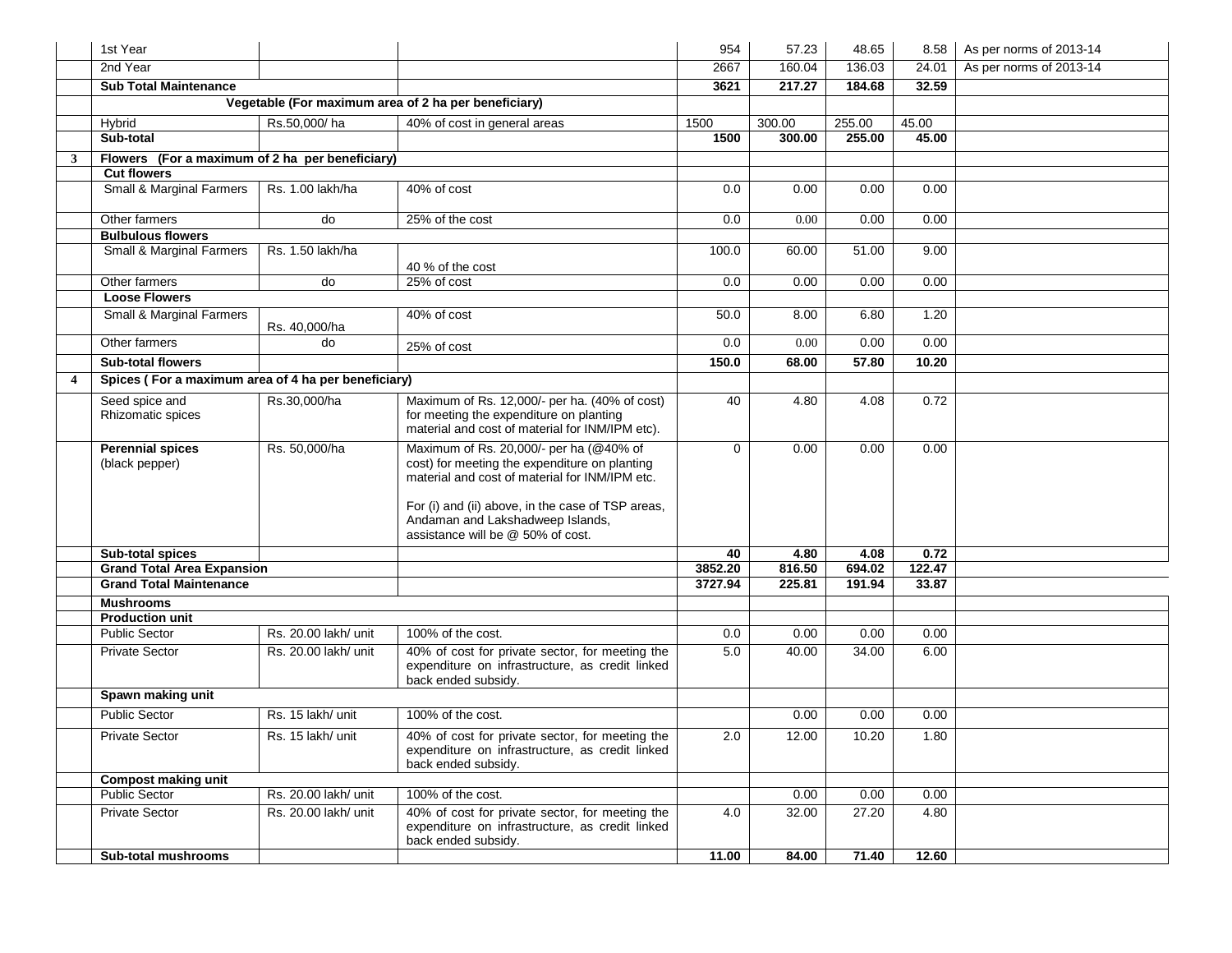| | | | | | | | | |
|---|---|---|---|---|---|---|---|---|
| | 1st Year | | | 954 | 57.23 | 48.65 | 8.58 | As per norms of 2013-14 |
| | 2nd Year | | | 2667 | 160.04 | 136.03 | 24.01 | As per norms of 2013-14 |
| | **Sub Total Maintenance** | | | **3621** | **217.27** | **184.68** | **32.59** | |
| | **Vegetable (For maximum area of 2 ha per beneficiary)** | | | | | | | |
| | Hybrid | Rs.50,000/ ha | 40% of cost in general areas | 1500 | 300.00 | 255.00 | 45.00 | |
| | **Sub-total** | | | **1500** | **300.00** | **255.00** | **45.00** | |
| **3** | **Flowers (For a maximum of 2 ha per beneficiary)** | | | | | | | |
| | **Cut flowers** | | | | | | | |
| | Small & Marginal Farmers | Rs. 1.00 lakh/ha | 40% of cost | 0.0 | 0.00 | 0.00 | 0.00 | |
| | Other farmers | do | 25% of the cost | 0.0 | 0.00 | 0.00 | 0.00 | |
| | **Bulbulous flowers** | | | | | | | |
| | Small & Marginal Farmers | Rs. 1.50 lakh/ha | 40 % of the cost | 100.0 | 60.00 | 51.00 | 9.00 | |
| | Other farmers | do | 25% of cost | 0.0 | 0.00 | 0.00 | 0.00 | |
| | **Loose Flowers** | | | | | | | |
| | Small & Marginal Farmers | Rs. 40,000/ha | 40% of cost | 50.0 | 8.00 | 6.80 | 1.20 | |
| | Other farmers | do | 25% of cost | 0.0 | 0.00 | 0.00 | 0.00 | |
| | **Sub-total flowers** | | | **150.0** | **68.00** | **57.80** | **10.20** | |
| **4** | **Spices ( For a maximum area of 4 ha per beneficiary)** | | | | | | | |
| | Seed spice and Rhizomatic spices | Rs.30,000/ha | Maximum of Rs. 12,000/- per ha. (40% of cost) for meeting the expenditure on planting material and cost of material for INM/IPM etc). | 40 | 4.80 | 4.08 | 0.72 | |
| | **Perennial spices** (black pepper) | Rs. 50,000/ha | Maximum of Rs. 20,000/- per ha (@40% of cost) for meeting the expenditure on planting material and cost of material for INM/IPM etc. For (i) and (ii) above, in the case of TSP areas, Andaman and Lakshadweep Islands, assistance will be @ 50% of cost. | 0 | 0.00 | 0.00 | 0.00 | |
| | **Sub-total spices** | | | **40** | **4.80** | **4.08** | **0.72** | |
| | **Grand Total Area Expansion** | | | **3852.20** | **816.50** | **694.02** | **122.47** | |
| | **Grand Total Maintenance** | | | **3727.94** | **225.81** | **191.94** | **33.87** | |
| | **Mushrooms** | | | | | | | |
| | **Production unit** | | | | | | | |
| | Public Sector | Rs. 20.00 lakh/ unit | 100% of the cost. | 0.0 | 0.00 | 0.00 | 0.00 | |
| | Private Sector | Rs. 20.00 lakh/ unit | 40% of cost for private sector, for meeting the expenditure on infrastructure, as credit linked back ended subsidy. | 5.0 | 40.00 | 34.00 | 6.00 | |
| | **Spawn making unit** | | | | | | | |
| | Public Sector | Rs. 15 lakh/ unit | 100% of the cost. | | 0.00 | 0.00 | 0.00 | |
| | Private Sector | Rs. 15 lakh/ unit | 40% of cost for private sector, for meeting the expenditure on infrastructure, as credit linked back ended subsidy. | 2.0 | 12.00 | 10.20 | 1.80 | |
| | **Compost making unit** | | | | | | | |
| | Public Sector | Rs. 20.00 lakh/ unit | 100% of the cost. | | 0.00 | 0.00 | 0.00 | |
| | Private Sector | Rs. 20.00 lakh/ unit | 40% of cost for private sector, for meeting the expenditure on infrastructure, as credit linked back ended subsidy. | 4.0 | 32.00 | 27.20 | 4.80 | |
| | **Sub-total mushrooms** | | | **11.00** | **84.00** | **71.40** | **12.60** | |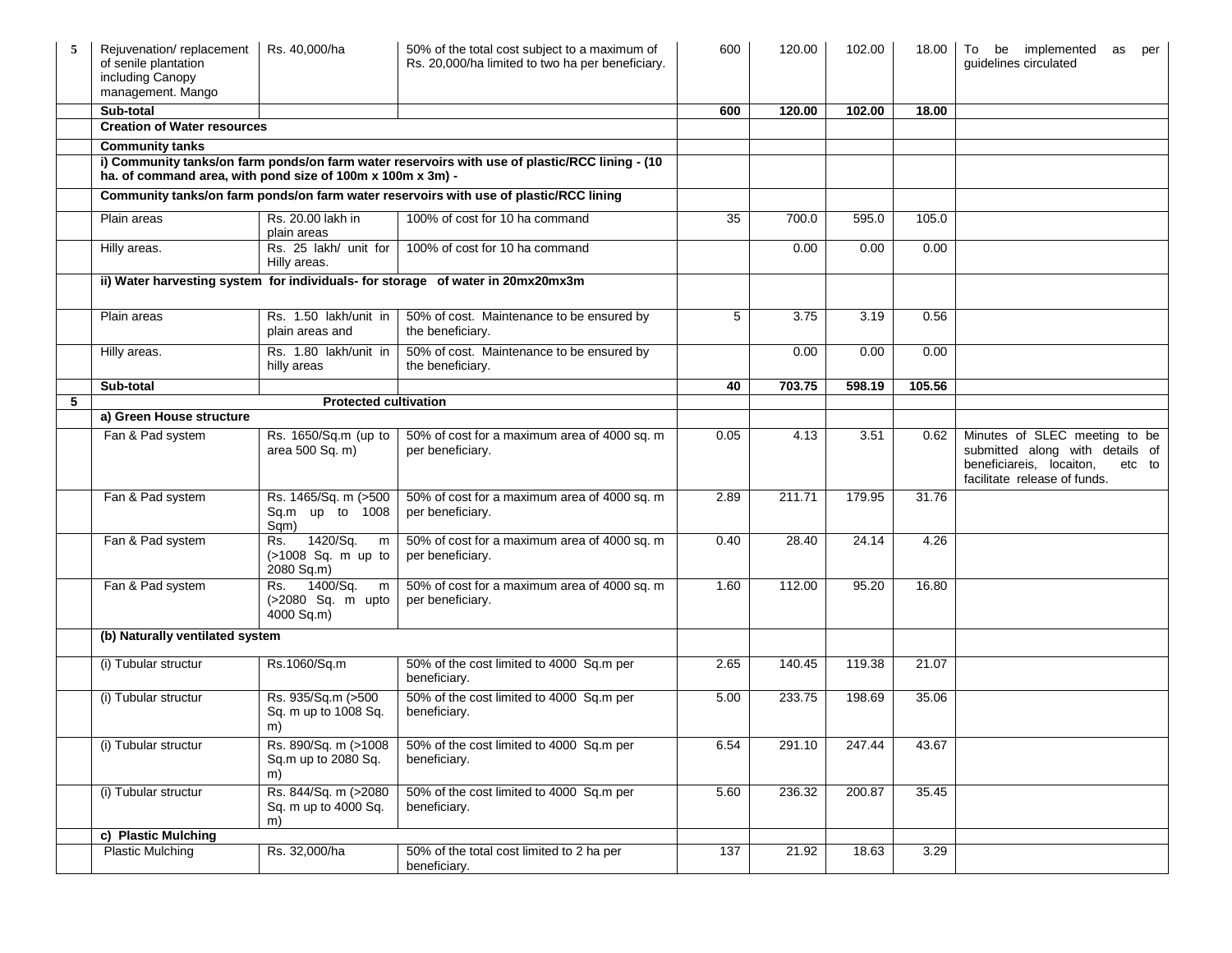| 5 | Rejuvenation/ replacement of senile plantation including Canopy management. Mango | Rs. 40,000/ha | 50% of the total cost subject to a maximum of Rs. 20,000/ha limited to two ha per beneficiary. | 600 | 120.00 | 102.00 | 18.00 | To be implemented as per guidelines circulated |
|---|---|---|---|---|---|---|---|---|
| | **Sub-total** | | | **600** | **120.00** | **102.00** | **18.00** | |
| | **Creation of Water resources** | | | | | | | |
| | **Community tanks** | | | | | | | |
| | **i) Community tanks/on farm ponds/on farm water reservoirs with use of plastic/RCC lining - (10 ha. of command area, with pond size of 100m x 100m x 3m) -** | | | | | | | |
| | **Community tanks/on farm ponds/on farm water reservoirs with use of plastic/RCC lining** | | | | | | | |
| | Plain areas | Rs. 20.00 lakh in plain areas | 100% of cost for 10 ha command | 35 | 700.0 | 595.0 | 105.0 | |
| | Hilly areas. | Rs. 25 lakh/ unit for Hilly areas. | 100% of cost for 10 ha command | | 0.00 | 0.00 | 0.00 | |
| | **ii) Water harvesting system for individuals- for storage of water in 20mx20mx3m** | | | | | | | |
| | Plain areas | Rs. 1.50 lakh/unit in plain areas and | 50% of cost. Maintenance to be ensured by the beneficiary. | 5 | 3.75 | 3.19 | 0.56 | |
| | Hilly areas. | Rs. 1.80 lakh/unit in hilly areas | 50% of cost. Maintenance to be ensured by the beneficiary. | | 0.00 | 0.00 | 0.00 | |
| | **Sub-total** | | | **40** | **703.75** | **598.19** | **105.56** | |
| **5** | **Protected cultivation** | | | | | | | |
| | **a) Green House structure** | | | | | | | |
| | Fan & Pad system | Rs. 1650/Sq.m (up to area 500 Sq. m) | 50% of cost for a maximum area of 4000 sq. m per beneficiary. | 0.05 | 4.13 | 3.51 | 0.62 | Minutes of SLEC meeting to be submitted along with details of beneficiareis, locaiton, etc to facilitate release of funds. |
| | Fan & Pad system | Rs. 1465/Sq. m (>500 Sq.m up to 1008 Sqm) | 50% of cost for a maximum area of 4000 sq. m per beneficiary. | 2.89 | 211.71 | 179.95 | 31.76 | |
| | Fan & Pad system | Rs. 1420/Sq. m (>1008 Sq. m up to 2080 Sq.m) | 50% of cost for a maximum area of 4000 sq. m per beneficiary. | 0.40 | 28.40 | 24.14 | 4.26 | |
| | Fan & Pad system | Rs. 1400/Sq. m (>2080 Sq. m upto 4000 Sq.m) | 50% of cost for a maximum area of 4000 sq. m per beneficiary. | 1.60 | 112.00 | 95.20 | 16.80 | |
| | **(b) Naturally ventilated system** | | | | | | | |
| | (i) Tubular structur | Rs.1060/Sq.m | 50% of the cost limited to 4000 Sq.m per beneficiary. | 2.65 | 140.45 | 119.38 | 21.07 | |
| | (i) Tubular structur | Rs. 935/Sq.m (>500 Sq. m up to 1008 Sq. m) | 50% of the cost limited to 4000 Sq.m per beneficiary. | 5.00 | 233.75 | 198.69 | 35.06 | |
| | (i) Tubular structur | Rs. 890/Sq. m (>1008 Sq.m up to 2080 Sq. m) | 50% of the cost limited to 4000 Sq.m per beneficiary. | 6.54 | 291.10 | 247.44 | 43.67 | |
| | (i) Tubular structur | Rs. 844/Sq. m (>2080 Sq. m up to 4000 Sq. m) | 50% of the cost limited to 4000 Sq.m per beneficiary. | 5.60 | 236.32 | 200.87 | 35.45 | |
| | **c) Plastic Mulching** | | | | | | | |
| | Plastic Mulching | Rs. 32,000/ha | 50% of the total cost limited to 2 ha per beneficiary. | 137 | 21.92 | 18.63 | 3.29 | |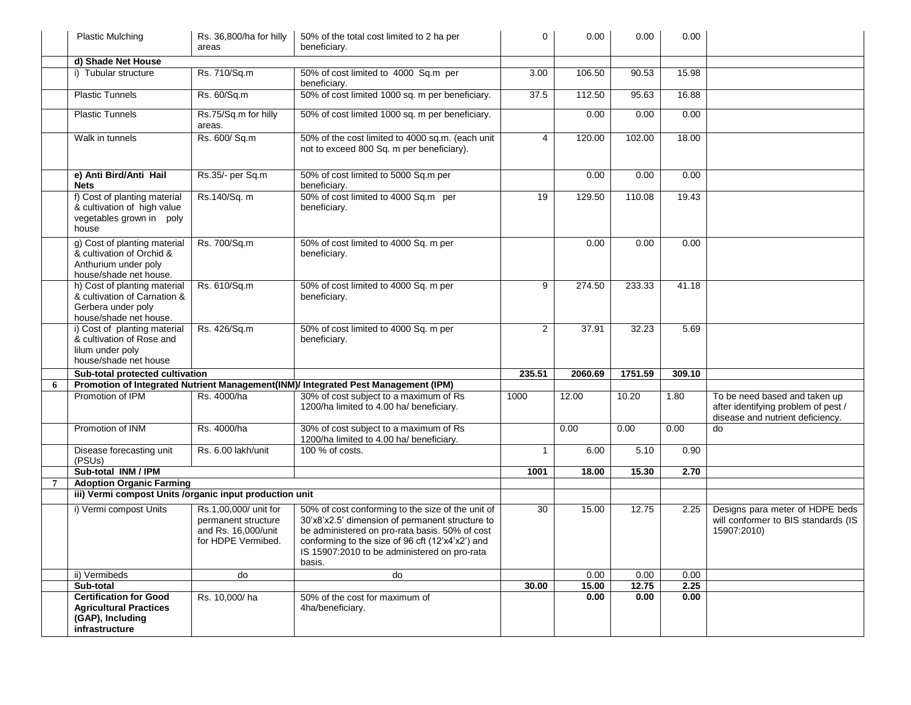| | Plastic Mulching | Rs. 36,800/ha for hilly areas | 50% of the total cost limited to 2 ha per beneficiary. | 0 | 0.00 | 0.00 | 0.00 | |
|---|---|---|---|---|---|---|---|---|
| | **d) Shade Net House** | | | | | | | |
| | i) Tubular structure | Rs. 710/Sq.m | 50% of cost limited to 4000 Sq.m per beneficiary. | 3.00 | 106.50 | 90.53 | 15.98 | |
| | Plastic Tunnels | Rs. 60/Sq.m | 50% of cost limited 1000 sq. m per beneficiary. | 37.5 | 112.50 | 95.63 | 16.88 | |
| | Plastic Tunnels | Rs.75/Sq.m for hilly areas. | 50% of cost limited 1000 sq. m per beneficiary. | | 0.00 | 0.00 | 0.00 | |
| | Walk in tunnels | Rs. 600/ Sq.m | 50% of the cost limited to 4000 sq.m. (each unit not to exceed 800 Sq. m per beneficiary). | 4 | 120.00 | 102.00 | 18.00 | |
| | **e) Anti Bird/Anti Hail Nets** | Rs.35/- per Sq.m | 50% of cost limited to 5000 Sq.m per beneficiary. | | 0.00 | 0.00 | 0.00 | |
| | f) Cost of planting material & cultivation of high value vegetables grown in poly house | Rs.140/Sq. m | 50% of cost limited to 4000 Sq.m per beneficiary. | 19 | 129.50 | 110.08 | 19.43 | |
| | g) Cost of planting material & cultivation of Orchid & Anthurium under poly house/shade net house. | Rs. 700/Sq.m | 50% of cost limited to 4000 Sq. m per beneficiary. | | 0.00 | 0.00 | 0.00 | |
| | h) Cost of planting material & cultivation of Carnation & Gerbera under poly house/shade net house. | Rs. 610/Sq.m | 50% of cost limited to 4000 Sq. m per beneficiary. | 9 | 274.50 | 233.33 | 41.18 | |
| | i) Cost of planting material & cultivation of Rose and lilum under poly house/shade net house | Rs. 426/Sq.m | 50% of cost limited to 4000 Sq. m per beneficiary. | 2 | 37.91 | 32.23 | 5.69 | |
| | **Sub-total protected cultivation** | | | **235.51** | **2060.69** | **1751.59** | **309.10** | |
| **6** | **Promotion of Integrated Nutrient Management(INM)/ Integrated Pest Management (IPM)** | | | | | | | |
| | Promotion of IPM | Rs. 4000/ha | 30% of cost subject to a maximum of Rs 1200/ha limited to 4.00 ha/ beneficiary. | 1000 | 12.00 | 10.20 | 1.80 | To be need based and taken up after identifying problem of pest / disease and nutrient deficiency. |
| | Promotion of INM | Rs. 4000/ha | 30% of cost subject to a maximum of Rs 1200/ha limited to 4.00 ha/ beneficiary. | | 0.00 | 0.00 | 0.00 | do |
| | Disease forecasting unit (PSUs) | Rs. 6.00 lakh/unit | 100 % of costs. | 1 | 6.00 | 5.10 | 0.90 | |
| | **Sub-total INM / IPM** | | | **1001** | **18.00** | **15.30** | **2.70** | |
| **7** | **Adoption Organic Farming** | | | | | | | |
| | **iii) Vermi compost Units /organic input production unit** | | | | | | | |
| | i) Vermi compost Units | Rs.1,00,000/ unit for permanent structure and Rs. 16,000/unit for HDPE Vermibed. | 50% of cost conforming to the size of the unit of 30'x8'x2.5' dimension of permanent structure to be administered on pro-rata basis. 50% of cost conforming to the size of 96 cft (12'x4'x2') and IS 15907:2010 to be administered on pro-rata basis. | 30 | 15.00 | 12.75 | 2.25 | Designs para meter of HDPE beds will conformer to BIS standards (IS 15907:2010) |
| | ii) Vermibeds | do | do | | 0.00 | 0.00 | 0.00 | |
| | **Sub-total** | | | **30.00** | **15.00** | **12.75** | **2.25** | |
| | **Certification for Good Agricultural Practices (GAP), Including infrastructure** | Rs. 10,000/ ha | 50% of the cost for maximum of 4ha/beneficiary. | | **0.00** | **0.00** | **0.00** | |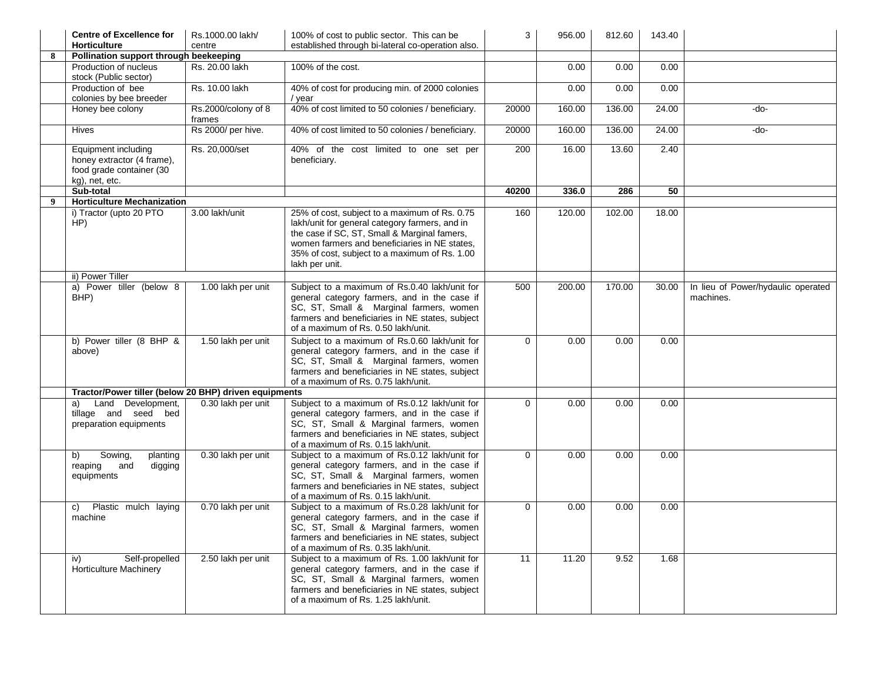|  |  |  |  |  |  |  |  |  |
|---|---|---|---|---|---|---|---|---|
|  | **Centre of Excellence for Horticulture** | Rs.1000.00 lakh/ centre | 100% of cost to public sector. This can be established through bi-lateral co-operation also. | 3 | 956.00 | 812.60 | 143.40 |  |
| **8** | **Pollination support through beekeeping** |  |  |  |  |  |  |  |
|  | Production of nucleus stock (Public sector) | Rs. 20.00 lakh | 100% of the cost. |  | 0.00 | 0.00 | 0.00 |  |
|  | Production of bee colonies by bee breeder | Rs. 10.00 lakh | 40% of cost for producing min. of 2000 colonies / year |  | 0.00 | 0.00 | 0.00 |  |
|  | Honey bee colony | Rs.2000/colony of 8 frames | 40% of cost limited to 50 colonies / beneficiary. | 20000 | 160.00 | 136.00 | 24.00 | -do- |
|  | Hives | Rs 2000/ per hive. | 40% of cost limited to 50 colonies / beneficiary. | 20000 | 160.00 | 136.00 | 24.00 | -do- |
|  | Equipment including honey extractor (4 frame), food grade container (30 kg), net, etc. | Rs. 20,000/set | 40% of the cost limited to one set per beneficiary. | 200 | 16.00 | 13.60 | 2.40 |  |
|  | **Sub-total** |  |  | **40200** | **336.0** | **286** | **50** |  |
| **9** | **Horticulture Mechanization** |  |  |  |  |  |  |  |
|  | i) Tractor (upto 20 PTO HP) | 3.00 lakh/unit | 25% of cost, subject to a maximum of Rs. 0.75 lakh/unit for general category farmers, and in the case if SC, ST, Small & Marginal famers, women farmers and beneficiaries in NE states, 35% of cost, subject to a maximum of Rs. 1.00 lakh per unit. | 160 | 120.00 | 102.00 | 18.00 |  |
|  | ii) Power Tiller |  |  |  |  |  |  |  |
|  | a) Power tiller (below 8 BHP) | 1.00 lakh per unit | Subject to a maximum of Rs.0.40 lakh/unit for general category farmers, and in the case if SC, ST, Small & Marginal farmers, women farmers and beneficiaries in NE states, subject of a maximum of Rs. 0.50 lakh/unit. | 500 | 200.00 | 170.00 | 30.00 | In lieu of Power/hydaulic operated machines. |
|  | b) Power tiller (8 BHP & above) | 1.50 lakh per unit | Subject to a maximum of Rs.0.60 lakh/unit for general category farmers, and in the case if SC, ST, Small & Marginal farmers, women farmers and beneficiaries in NE states, subject of a maximum of Rs. 0.75 lakh/unit. | 0 | 0.00 | 0.00 | 0.00 |  |
|  | **Tractor/Power tiller (below 20 BHP) driven equipments** |  |  |  |  |  |  |  |
|  | a) Land Development, tillage and seed bed preparation equipments | 0.30 lakh per unit | Subject to a maximum of Rs.0.12 lakh/unit for general category farmers, and in the case if SC, ST, Small & Marginal farmers, women farmers and beneficiaries in NE states, subject of a maximum of Rs. 0.15 lakh/unit. | 0 | 0.00 | 0.00 | 0.00 |  |
|  | b) Sowing, planting reaping and digging equipments | 0.30 lakh per unit | Subject to a maximum of Rs.0.12 lakh/unit for general category farmers, and in the case if SC, ST, Small & Marginal farmers, women farmers and beneficiaries in NE states, subject of a maximum of Rs. 0.15 lakh/unit. | 0 | 0.00 | 0.00 | 0.00 |  |
|  | c) Plastic mulch laying machine | 0.70 lakh per unit | Subject to a maximum of Rs.0.28 lakh/unit for general category farmers, and in the case if SC, ST, Small & Marginal farmers, women farmers and beneficiaries in NE states, subject of a maximum of Rs. 0.35 lakh/unit. | 0 | 0.00 | 0.00 | 0.00 |  |
|  | iv) Self-propelled Horticulture Machinery | 2.50 lakh per unit | Subject to a maximum of Rs. 1.00 lakh/unit for general category farmers, and in the case if SC, ST, Small & Marginal farmers, women farmers and beneficiaries in NE states, subject of a maximum of Rs. 1.25 lakh/unit. | 11 | 11.20 | 9.52 | 1.68 |  |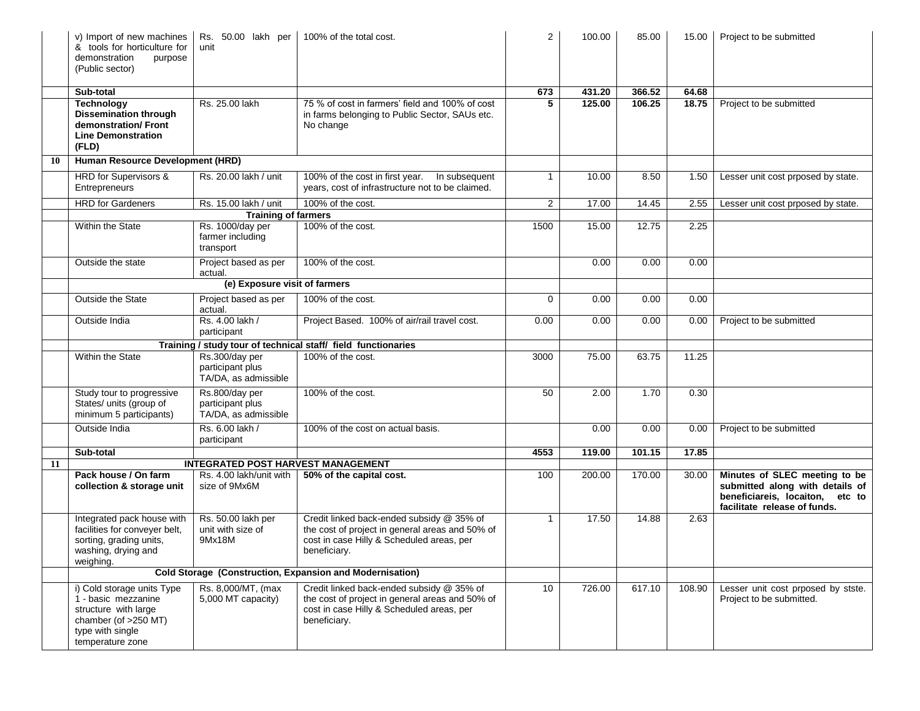|  |  |  |  |  |  |  |  |  |
|---|---|---|---|---|---|---|---|---|
|  | v) Import of new machines & tools for horticulture for demonstration purpose (Public sector) | Rs. 50.00 lakh per unit | 100% of the total cost. | 2 | 100.00 | 85.00 | 15.00 | Project to be submitted |
|  | **Sub-total** |  |  | **673** | **431.20** | **366.52** | **64.68** |  |
|  | **Technology Dissemination through demonstration/ Front Line Demonstration (FLD)** | Rs. 25.00 lakh | 75 % of cost in farmers' field and 100% of cost in farms belonging to Public Sector, SAUs etc. No change | **5** | **125.00** | **106.25** | **18.75** | Project to be submitted |
| **10** | **Human Resource Development (HRD)** |  |  |  |  |  |  |  |
|  | HRD for Supervisors & Entrepreneurs | Rs. 20.00 lakh / unit | 100% of the cost in first year. In subsequent years, cost of infrastructure not to be claimed. | 1 | 10.00 | 8.50 | 1.50 | Lesser unit cost prposed by state. |
|  | HRD for Gardeners | Rs. 15.00 lakh / unit | 100% of the cost. | 2 | 17.00 | 14.45 | 2.55 | Lesser unit cost prposed by state. |
|  | **Training of farmers** |  |  |  |  |  |  |  |
|  | Within the State | Rs. 1000/day per farmer including transport | 100% of the cost. | 1500 | 15.00 | 12.75 | 2.25 |  |
|  | Outside the state | Project based as per actual. | 100% of the cost. |  | 0.00 | 0.00 | 0.00 |  |
|  | **(e) Exposure visit of farmers** |  |  |  |  |  |  |  |
|  | Outside the State | Project based as per actual. | 100% of the cost. | 0 | 0.00 | 0.00 | 0.00 |  |
|  | Outside India | Rs. 4.00 lakh / participant | Project Based. 100% of air/rail travel cost. | 0.00 | 0.00 | 0.00 | 0.00 | Project to be submitted |
|  | **Training / study tour of technical staff/ field functionaries** |  |  |  |  |  |  |  |
|  | Within the State | Rs.300/day per participant plus TA/DA, as admissible | 100% of the cost. | 3000 | 75.00 | 63.75 | 11.25 |  |
|  | Study tour to progressive States/ units (group of minimum 5 participants) | Rs.800/day per participant plus TA/DA, as admissible | 100% of the cost. | 50 | 2.00 | 1.70 | 0.30 |  |
|  | Outside India | Rs. 6.00 lakh / participant | 100% of the cost on actual basis. |  | 0.00 | 0.00 | 0.00 | Project to be submitted |
|  | **Sub-total** |  |  | **4553** | **119.00** | **101.15** | **17.85** |  |
| **11** | **INTEGRATED POST HARVEST MANAGEMENT** |  |  |  |  |  |  |  |
|  | **Pack house / On farm collection & storage unit** | Rs. 4.00 lakh/unit with size of 9Mx6M | **50% of the capital cost.** | 100 | 200.00 | 170.00 | 30.00 | **Minutes of SLEC meeting to be submitted along with details of beneficiareis, locaiton, etc to facilitate release of funds.** |
|  | Integrated pack house with facilities for conveyer belt, sorting, grading units, washing, drying and weighing. | Rs. 50.00 lakh per unit with size of 9Mx18M | Credit linked back-ended subsidy @ 35% of the cost of project in general areas and 50% of cost in case Hilly & Scheduled areas, per beneficiary. | 1 | 17.50 | 14.88 | 2.63 |  |
|  | **Cold Storage (Construction, Expansion and Modernisation)** |  |  |  |  |  |  |  |
|  | i) Cold storage units Type 1 - basic mezzanine structure with large chamber (of >250 MT) type with single temperature zone | Rs. 8,000/MT, (max 5,000 MT capacity) | Credit linked back-ended subsidy @ 35% of the cost of project in general areas and 50% of cost in case Hilly & Scheduled areas, per beneficiary. | 10 | 726.00 | 617.10 | 108.90 | Lesser unit cost prposed by stste. Project to be submitted. |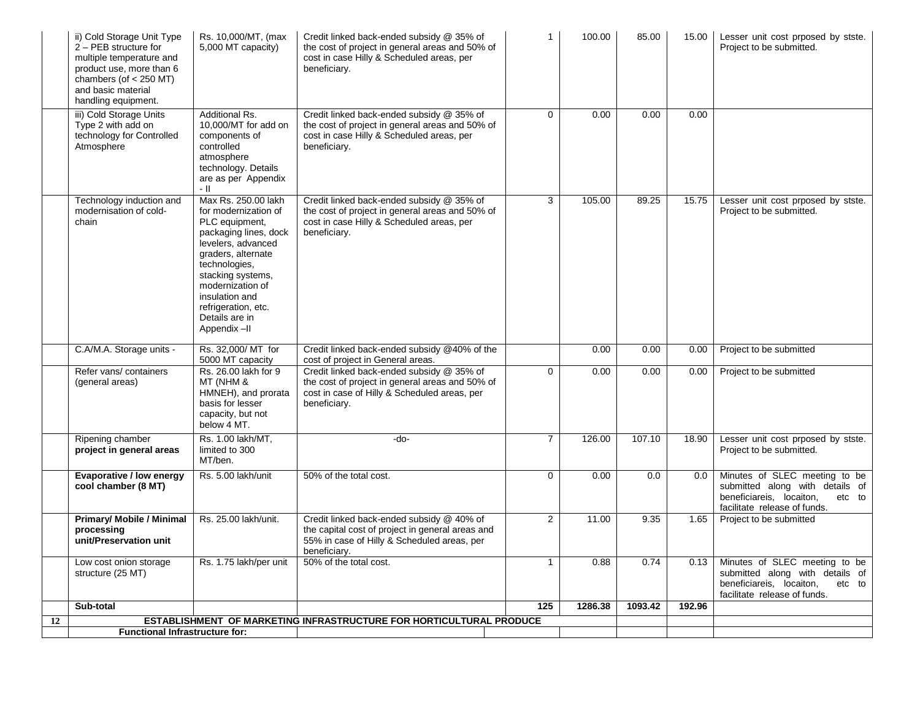| | | | | | | | | |
|---|---|---|---|---|---|---|---|---|
| | ii) Cold Storage Unit Type 2 – PEB structure for multiple temperature and product use, more than 6 chambers (of < 250 MT) and basic material handling equipment. | Rs. 10,000/MT, (max 5,000 MT capacity) | Credit linked back-ended subsidy @ 35% of the cost of project in general areas and 50% of cost in case Hilly & Scheduled areas, per beneficiary. | 1 | 100.00 | 85.00 | 15.00 | Lesser unit cost prposed by stste. Project to be submitted. |
| | iii) Cold Storage Units Type 2 with add on technology for Controlled Atmosphere | Additional Rs. 10,000/MT for add on components of controlled atmosphere technology. Details are as per Appendix - II | Credit linked back-ended subsidy @ 35% of the cost of project in general areas and 50% of cost in case Hilly & Scheduled areas, per beneficiary. | 0 | 0.00 | 0.00 | 0.00 | |
| | Technology induction and modernisation of cold-chain | Max Rs. 250.00 lakh for modernization of PLC equipment, packaging lines, dock levelers, advanced graders, alternate technologies, stacking systems, modernization of insulation and refrigeration, etc. Details are in Appendix –II | Credit linked back-ended subsidy @ 35% of the cost of project in general areas and 50% of cost in case Hilly & Scheduled areas, per beneficiary. | 3 | 105.00 | 89.25 | 15.75 | Lesser unit cost prposed by stste. Project to be submitted. |
| | C.A/M.A. Storage units - | Rs. 32,000/ MT for 5000 MT capacity | Credit linked back-ended subsidy @40% of the cost of project in General areas. | | 0.00 | 0.00 | 0.00 | Project to be submitted |
| | Refer vans/ containers (general areas) | Rs. 26.00 lakh for 9 MT (NHM & HMNEH), and prorata basis for lesser capacity, but not below 4 MT. | Credit linked back-ended subsidy @ 35% of the cost of project in general areas and 50% of cost in case of Hilly & Scheduled areas, per beneficiary. | 0 | 0.00 | 0.00 | 0.00 | Project to be submitted |
| | Ripening chamber **project in general areas** | Rs. 1.00 lakh/MT, limited to 300 MT/ben. | -do- | 7 | 126.00 | 107.10 | 18.90 | Lesser unit cost prposed by stste. Project to be submitted. |
| | **Evaporative / low energy cool chamber (8 MT)** | Rs. 5.00 lakh/unit | 50% of the total cost. | 0 | 0.00 | 0.0 | 0.0 | Minutes of SLEC meeting to be submitted along with details of beneficiareis, locaiton, etc to facilitate release of funds. |
| | **Primary/ Mobile / Minimal processing unit/Preservation unit** | Rs. 25.00 lakh/unit. | Credit linked back-ended subsidy @ 40% of the capital cost of project in general areas and 55% in case of Hilly & Scheduled areas, per beneficiary. | 2 | 11.00 | 9.35 | 1.65 | Project to be submitted |
| | Low cost onion storage structure (25 MT) | Rs. 1.75 lakh/per unit | 50% of the total cost. | 1 | 0.88 | 0.74 | 0.13 | Minutes of SLEC meeting to be submitted along with details of beneficiareis, locaiton, etc to facilitate release of funds. |
| | **Sub-total** | | | **125** | **1286.38** | **1093.42** | **192.96** | |
| **12** | **ESTABLISHMENT OF MARKETING INFRASTRUCTURE FOR HORTICULTURAL PRODUCE** | | | | | | | |
| | **Functional Infrastructure for:** | | | | | | | |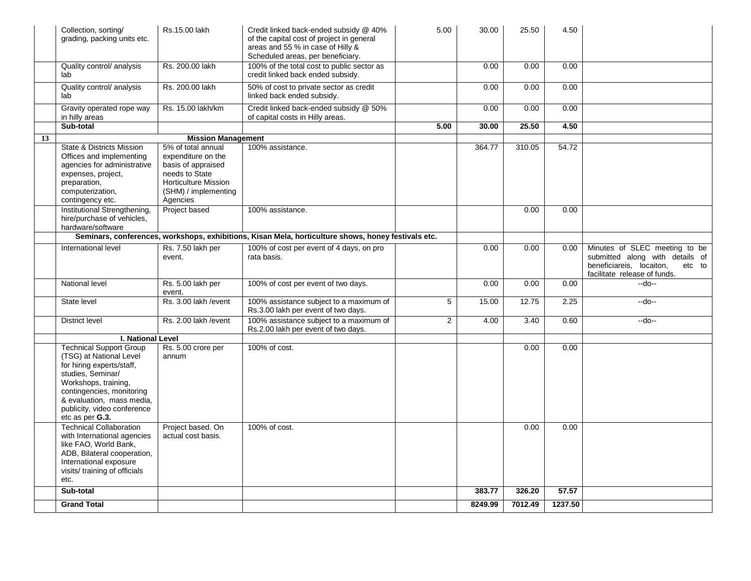| | | | | | | | | |
|---|---|---|---|---|---|---|---|---|
| | Collection, sorting/ grading, packing units etc. | Rs.15.00 lakh | Credit linked back-ended subsidy @ 40% of the capital cost of project in general areas and 55 % in case of Hilly & Scheduled areas, per beneficiary. | 5.00 | 30.00 | 25.50 | 4.50 | |
| | Quality control/ analysis lab | Rs. 200.00 lakh | 100% of the total cost to public sector as credit linked back ended subsidy. | | 0.00 | 0.00 | 0.00 | |
| | Quality control/ analysis lab | Rs. 200.00 lakh | 50% of cost to private sector as credit linked back ended subsidy. | | 0.00 | 0.00 | 0.00 | |
| | Gravity operated rope way in hilly areas | Rs. 15.00 lakh/km | Credit linked back-ended subsidy @ 50% of capital costs in Hilly areas. | | 0.00 | 0.00 | 0.00 | |
| | **Sub-total** | | | **5.00** | **30.00** | **25.50** | **4.50** | |
| **13** | **Mission Management** | | | | | | | |
| | State & Districts Mission Offices and implementing agencies for administrative expenses, project, preparation, computerization, contingency etc. | 5% of total annual expenditure on the basis of appraised needs to State Horticulture Mission (SHM) / implementing Agencies | 100% assistance. | | 364.77 | 310.05 | 54.72 | |
| | Institutional Strengthening, hire/purchase of vehicles, hardware/software | Project based | 100% assistance. | | | 0.00 | 0.00 | |
| | **Seminars, conferences, workshops, exhibitions, Kisan Mela, horticulture shows, honey festivals etc.** | | | | | | | |
| | International level | Rs. 7.50 lakh per event. | 100% of cost per event of 4 days, on pro rata basis. | | 0.00 | 0.00 | 0.00 | Minutes of SLEC meeting to be submitted along with details of beneficiareis, locaiton, etc to facilitate release of funds. |
| | National level | Rs. 5.00 lakh per event. | 100% of cost per event of two days. | | 0.00 | 0.00 | 0.00 | --do-- |
| | State level | Rs. 3.00 lakh /event | 100% assistance subject to a maximum of Rs.3.00 lakh per event of two days. | 5 | 15.00 | 12.75 | 2.25 | --do-- |
| | District level | Rs. 2.00 lakh /event | 100% assistance subject to a maximum of Rs.2.00 lakh per event of two days. | 2 | 4.00 | 3.40 | 0.60 | --do-- |
| | **I. National Level** | | | | | | | |
| | Technical Support Group (TSG) at National Level for hiring experts/staff, studies, Seminar/ Workshops, training, contingencies, monitoring & evaluation, mass media, publicity, video conference etc as per **G.3.** | Rs. 5.00 crore per annum | 100% of cost. | | | 0.00 | 0.00 | |
| | Technical Collaboration with International agencies like FAO, World Bank, ADB, Bilateral cooperation, International exposure visits/ training of officials etc. | Project based. On actual cost basis. | 100% of cost. | | | 0.00 | 0.00 | |
| | **Sub-total** | | | | **383.77** | **326.20** | **57.57** | |
| | **Grand Total** | | | | **8249.99** | **7012.49** | **1237.50** | |